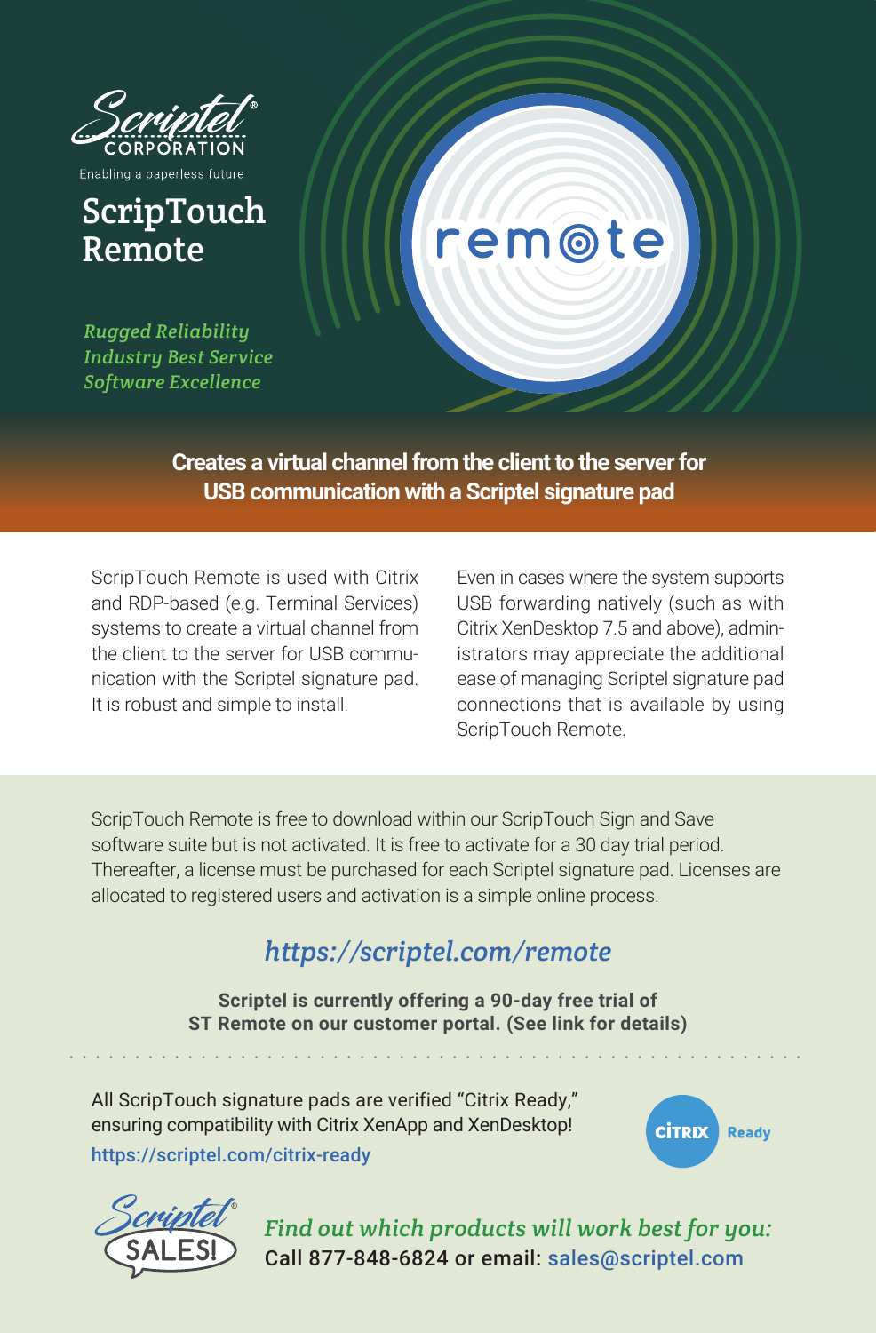Scriptel® CORPORATION

Enabling a paperless future

# ScripTouch Remote

*Rugged Reliability*
*Industry Best Service*
*Software Excellence*

remote

**Creates a virtual channel from the client to the server for USB communication with a Scriptel signature pad**

ScripTouch Remote is used with Citrix and RDP-based (e.g. Terminal Services) systems to create a virtual channel from the client to the server for USB communication with the Scriptel signature pad. It is robust and simple to install.

Even in cases where the system supports USB forwarding natively (such as with Citrix XenDesktop 7.5 and above), administrators may appreciate the additional ease of managing Scriptel signature pad connections that is available by using ScripTouch Remote.

ScripTouch Remote is free to download within our ScripTouch Sign and Save software suite but is not activated. It is free to activate for a 30 day trial period. Thereafter, a license must be purchased for each Scriptel signature pad. Licenses are allocated to registered users and activation is a simple online process.

## *https://scriptel.com/remote*

**Scriptel is currently offering a 90-day free trial of ST Remote on our customer portal. (See link for details)**

All ScripTouch signature pads are verified "Citrix Ready," ensuring compatibility with Citrix XenApp and XenDesktop!
https://scriptel.com/citrix-ready

CITRIX Ready

Scriptel® SALES!

*Find out which products will work best for you:*
Call 877-848-6824 or email: sales@scriptel.com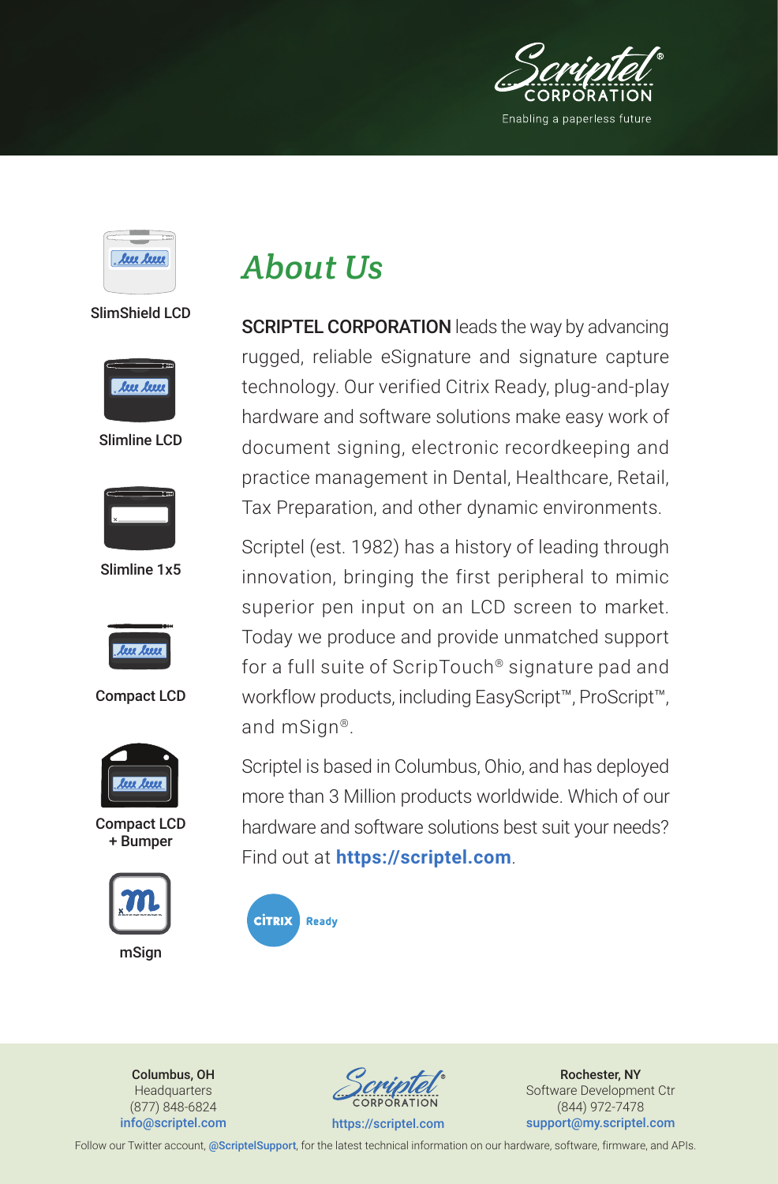Scriptel CORPORATION

Enabling a paperless future

SlimShield LCD

Slimline LCD

Slimline 1x5

Compact LCD

Compact LCD + Bumper

mSign

# *About Us*

**SCRIPTEL CORPORATION** leads the way by advancing rugged, reliable eSignature and signature capture technology. Our verified Citrix Ready, plug-and-play hardware and software solutions make easy work of document signing, electronic recordkeeping and practice management in Dental, Healthcare, Retail, Tax Preparation, and other dynamic environments.

Scriptel (est. 1982) has a history of leading through innovation, bringing the first peripheral to mimic superior pen input on an LCD screen to market. Today we produce and provide unmatched support for a full suite of ScripTouch® signature pad and workflow products, including EasyScript™, ProScript™, and mSign®.

Scriptel is based in Columbus, Ohio, and has deployed more than 3 Million products worldwide. Which of our hardware and software solutions best suit your needs? Find out at **https://scriptel.com**.

CITRIX Ready

**Columbus, OH**
Headquarters
(877) 848-6824
**info@scriptel.com**

Scriptel CORPORATION
**https://scriptel.com**

**Rochester, NY**
Software Development Ctr
(844) 972-7478
**support@my.scriptel.com**

Follow our Twitter account, **@ScriptelSupport**, for the latest technical information on our hardware, software, firmware, and APIs.